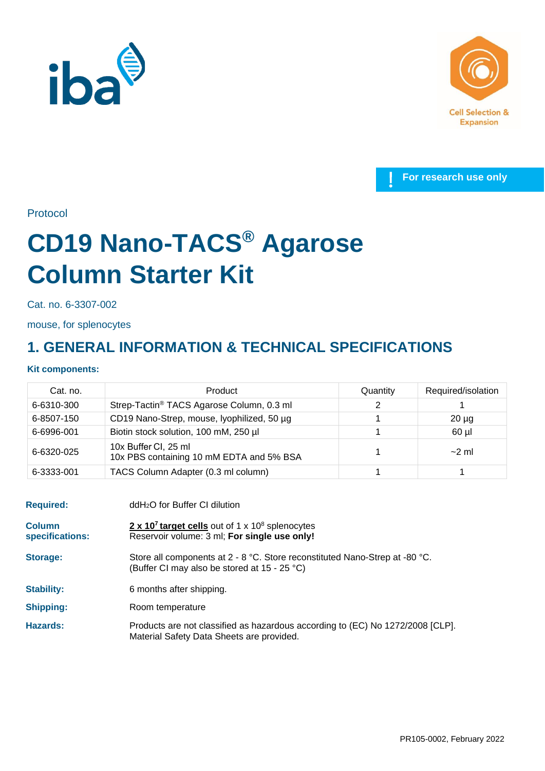For research use only

Protocol

# CD19 Nano-TACS® Agarose Column Starter Kit

Cat. no. 6-3307-002

mouse, for splenocytes

## 1. GENERAL INFORMATION & TECHNICAL SPECIFICATIONS

**Kit components:**

| Cat. no. | Product | Quantity | Required/isolation |
|---|---|---|---|
| 6-6310-300 | Strep-Tactin® TACS Agarose Column, 0.3 ml | 2 | 1 |
| 6-8507-150 | CD19 Nano-Strep, mouse, lyophilized, 50 µg | 1 | 20 µg |
| 6-6996-001 | Biotin stock solution, 100 mM, 250 µl | 1 | 60 µl |
| 6-6320-025 | 10x Buffer CI, 25 ml<br>10x PBS containing 10 mM EDTA and 5% BSA | 1 | ~2 ml |
| 6-3333-001 | TACS Column Adapter (0.3 ml column) | 1 | 1 |

**Required:** dd$H_2O$ for Buffer CI dilution

**Column specifications:** **2 x $10^7$ target cells** out of 1 x $10^8$ splenocytes
Reservoir volume: 3 ml; **For single use only!**

**Storage:** Store all components at 2 - 8 °C. Store reconstituted Nano-Strep at -80 °C.
(Buffer CI may also be stored at 15 - 25 °C)

**Stability:** 6 months after shipping.

**Shipping:** Room temperature

**Hazards:** Products are not classified as hazardous according to (EC) No 1272/2008 [CLP].
Material Safety Data Sheets are provided.

PR105-0002, February 2022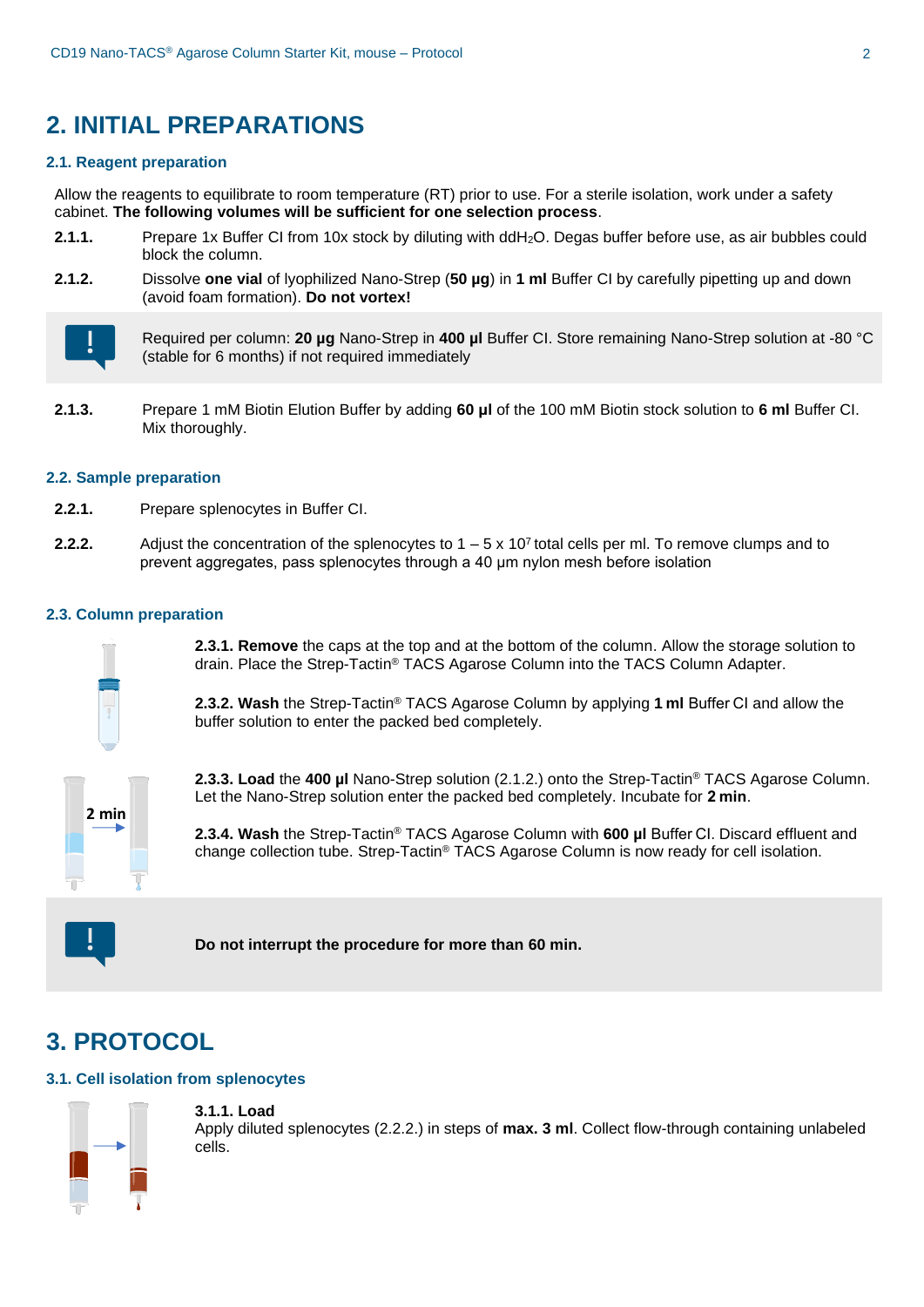# 2. INITIAL PREPARATIONS

## 2.1. Reagent preparation

Allow the reagents to equilibrate to room temperature (RT) prior to use. For a sterile isolation, work under a safety cabinet. **The following volumes will be sufficient for one selection process**.

**2.1.1.** Prepare 1x Buffer CI from 10x stock by diluting with dd$H_2O$. Degas buffer before use, as air bubbles could block the column.

**2.1.2.** Dissolve **one vial** of lyophilized Nano-Strep (**50 µg**) in **1 ml** Buffer CI by carefully pipetting up and down (avoid foam formation). **Do not vortex!**

> Required per column: **20 µg** Nano-Strep in **400 µl** Buffer CI. Store remaining Nano-Strep solution at -80 °C (stable for 6 months) if not required immediately

**2.1.3.** Prepare 1 mM Biotin Elution Buffer by adding **60 µl** of the 100 mM Biotin stock solution to **6 ml** Buffer CI. Mix thoroughly.

## 2.2. Sample preparation

**2.2.1.** Prepare splenocytes in Buffer CI.

**2.2.2.** Adjust the concentration of the splenocytes to 1 – 5 x $10^7$ total cells per ml. To remove clumps and to prevent aggregates, pass splenocytes through a 40 µm nylon mesh before isolation

## 2.3. Column preparation

**2.3.1. Remove** the caps at the top and at the bottom of the column. Allow the storage solution to drain. Place the Strep-Tactin® TACS Agarose Column into the TACS Column Adapter.

**2.3.2. Wash** the Strep-Tactin® TACS Agarose Column by applying **1 ml** Buffer CI and allow the buffer solution to enter the packed bed completely.

2 min

**2.3.3. Load** the **400 µl** Nano-Strep solution (2.1.2.) onto the Strep-Tactin® TACS Agarose Column. Let the Nano-Strep solution enter the packed bed completely. Incubate for **2 min**.

**2.3.4. Wash** the Strep-Tactin® TACS Agarose Column with **600 µl** Buffer CI. Discard effluent and change collection tube. Strep-Tactin® TACS Agarose Column is now ready for cell isolation.

> **Do not interrupt the procedure for more than 60 min.**

# 3. PROTOCOL

## 3.1. Cell isolation from splenocytes

**3.1.1. Load**
Apply diluted splenocytes (2.2.2.) in steps of **max. 3 ml**. Collect flow-through containing unlabeled cells.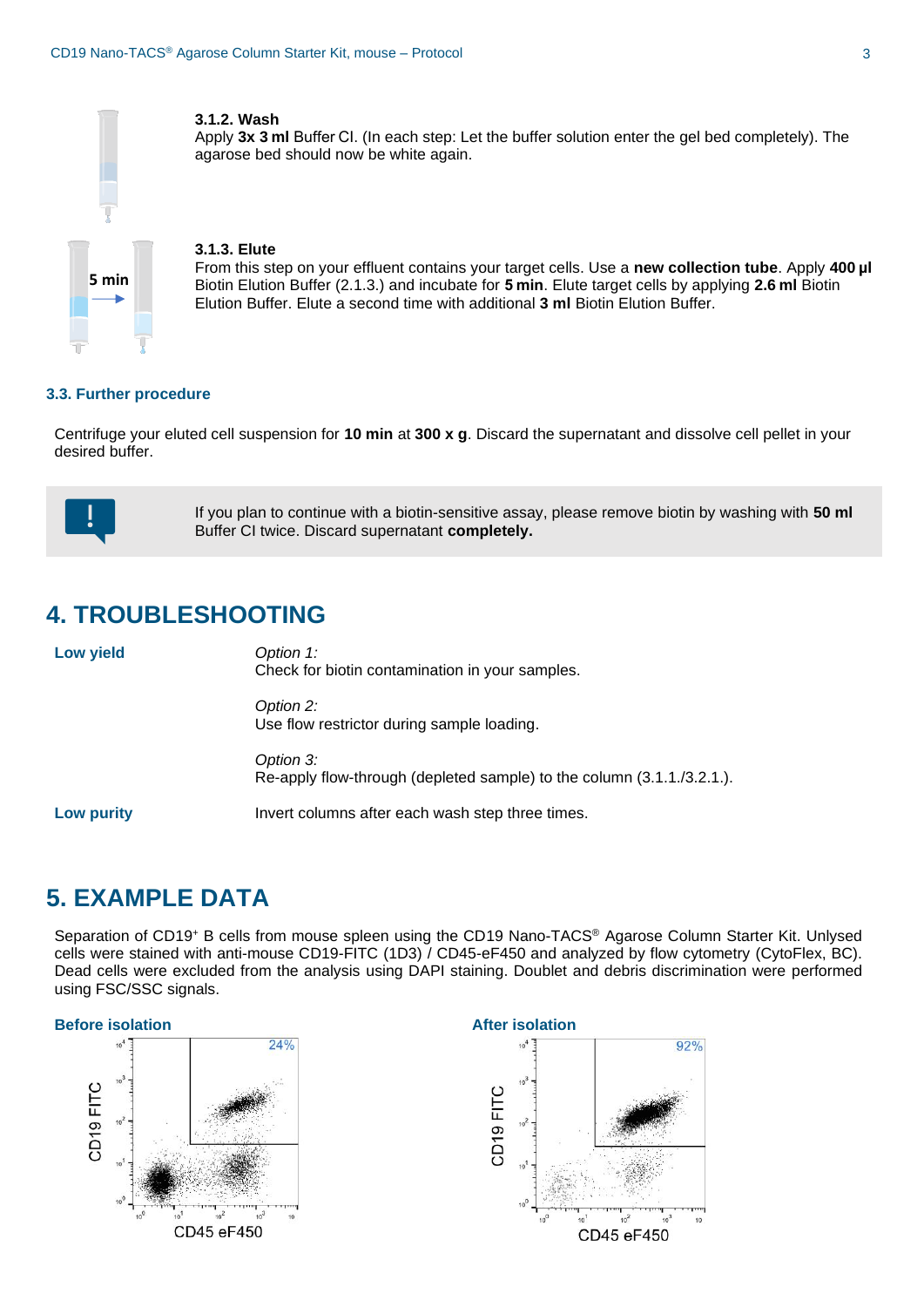#### 3.1.2. Wash

Apply **3x 3 ml** Buffer CI. (In each step: Let the buffer solution enter the gel bed completely). The agarose bed should now be white again.

#### 3.1.3. Elute

From this step on your effluent contains your target cells. Use a **new collection tube**. Apply **400 µl** Biotin Elution Buffer (2.1.3.) and incubate for **5 min**. Elute target cells by applying **2.6 ml** Biotin Elution Buffer. Elute a second time with additional **3 ml** Biotin Elution Buffer.

### 3.3. Further procedure

Centrifuge your eluted cell suspension for **10 min** at **300 x g**. Discard the supernatant and dissolve cell pellet in your desired buffer.

If you plan to continue with a biotin-sensitive assay, please remove biotin by washing with **50 ml** Buffer CI twice. Discard supernatant **completely.**

## 4. TROUBLESHOOTING

| | |
|---|---|
| **Low yield** | *Option 1:* Check for biotin contamination in your samples. |
| | *Option 2:* Use flow restrictor during sample loading. |
| | *Option 3:* Re-apply flow-through (depleted sample) to the column (3.1.1./3.2.1.). |
| **Low purity** | Invert columns after each wash step three times. |

## 5. EXAMPLE DATA

Separation of CD19+ B cells from mouse spleen using the CD19 Nano-TACS® Agarose Column Starter Kit. Unlysed cells were stained with anti-mouse CD19-FITC (1D3) / CD45-eF450 and analyzed by flow cytometry (CytoFlex, BC). Dead cells were excluded from the analysis using DAPI staining. Doublet and debris discrimination were performed using FSC/SSC signals.

**Before isolation** (CD19 FITC vs. CD45 eF450): 24%

**After isolation** (CD19 FITC vs. CD45 eF450): 92%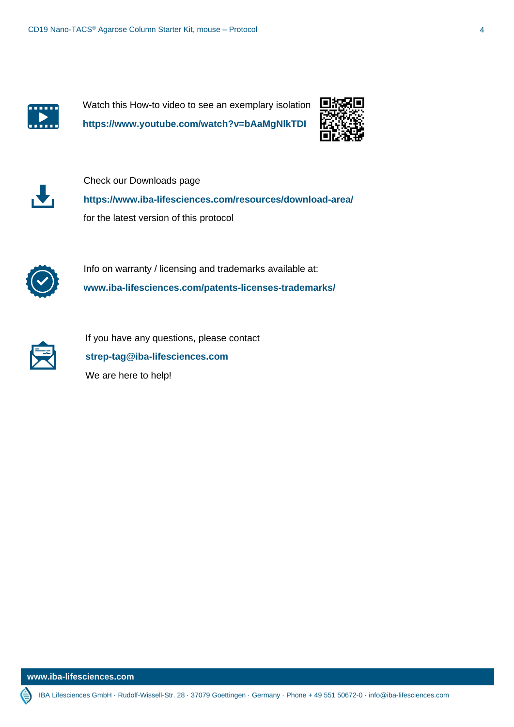Watch this How-to video to see an exemplary isolation

**https://www.youtube.com/watch?v=bAaMgNlkTDI**

Check our Downloads page

**https://www.iba-lifesciences.com/resources/download-area/**

for the latest version of this protocol

Info on warranty / licensing and trademarks available at:

**www.iba-lifesciences.com/patents-licenses-trademarks/**

If you have any questions, please contact

**strep-tag@iba-lifesciences.com**

We are here to help!

**www.iba-lifesciences.com**

IBA Lifesciences GmbH · Rudolf-Wissell-Str. 28 · 37079 Goettingen · Germany · Phone + 49 551 50672-0 · info@iba-lifesciences.com